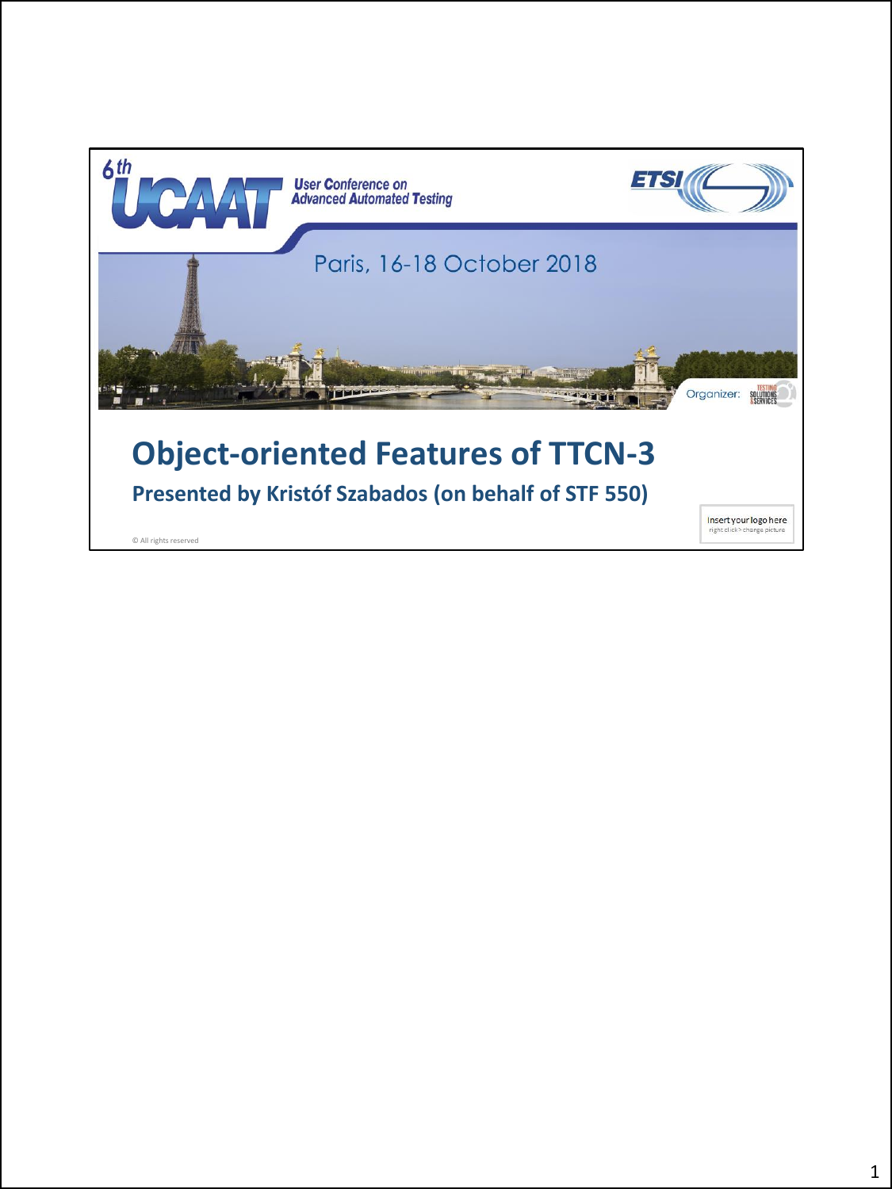6th UCAAT User Conference on Advanced Automated Testing

ETSI

Paris, 16-18 October 2018

Organizer: TESTING SOLUTIONS & SERVICES

# Object-oriented Features of TTCN-3

## Presented by Kristóf Szabados (on behalf of STF 550)

Insert your logo here
right click > change picture

© All rights reserved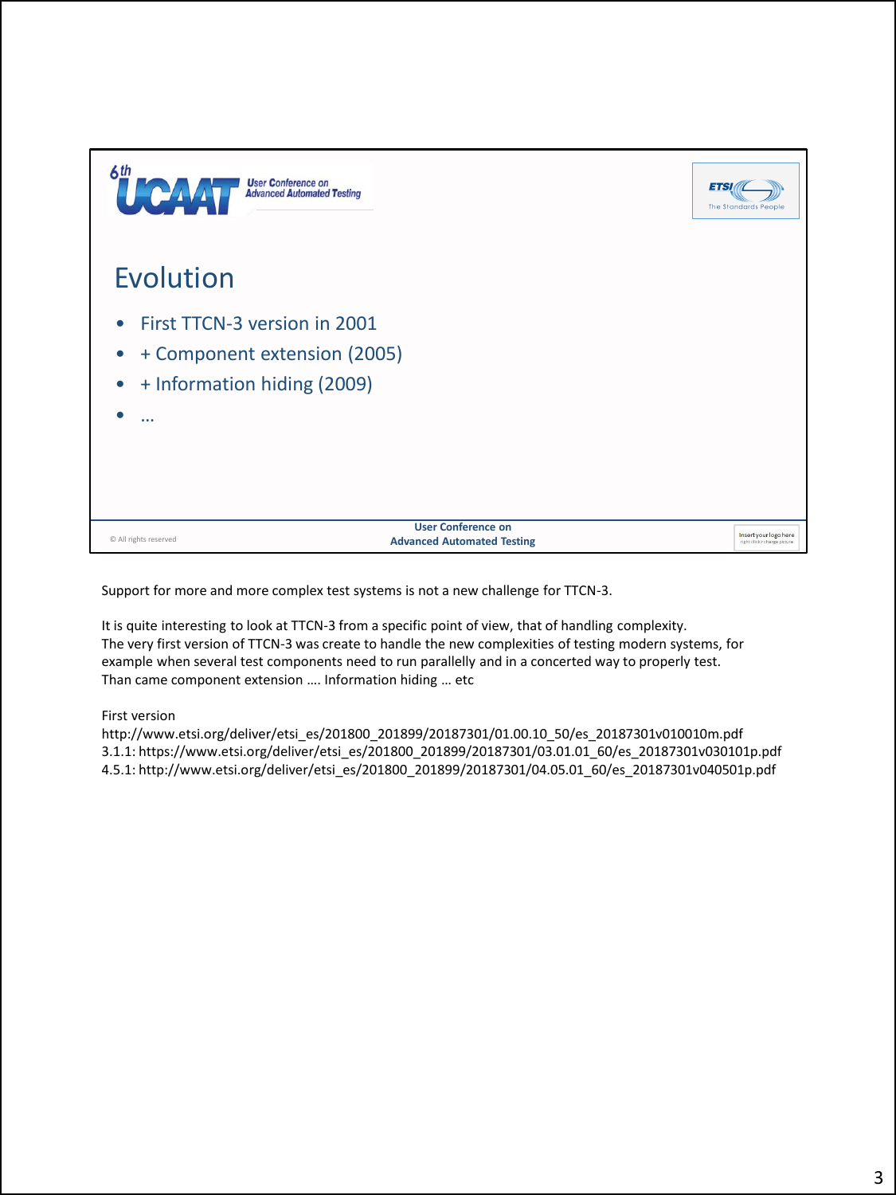# Evolution

- First TTCN-3 version in 2001
- + Component extension (2005)
- + Information hiding (2009)
- …

Support for more and more complex test systems is not a new challenge for TTCN-3.

It is quite interesting to look at TTCN-3 from a specific point of view, that of handling complexity.
The very first version of TTCN-3 was create to handle the new complexities of testing modern systems, for example when several test components need to run parallelly and in a concerted way to properly test.
Than came component extension …. Information hiding … etc

First version
http://www.etsi.org/deliver/etsi_es/201800_201899/20187301/01.00.10_50/es_20187301v010010m.pdf
3.1.1: https://www.etsi.org/deliver/etsi_es/201800_201899/20187301/03.01.01_60/es_20187301v030101p.pdf
4.5.1: http://www.etsi.org/deliver/etsi_es/201800_201899/20187301/04.05.01_60/es_20187301v040501p.pdf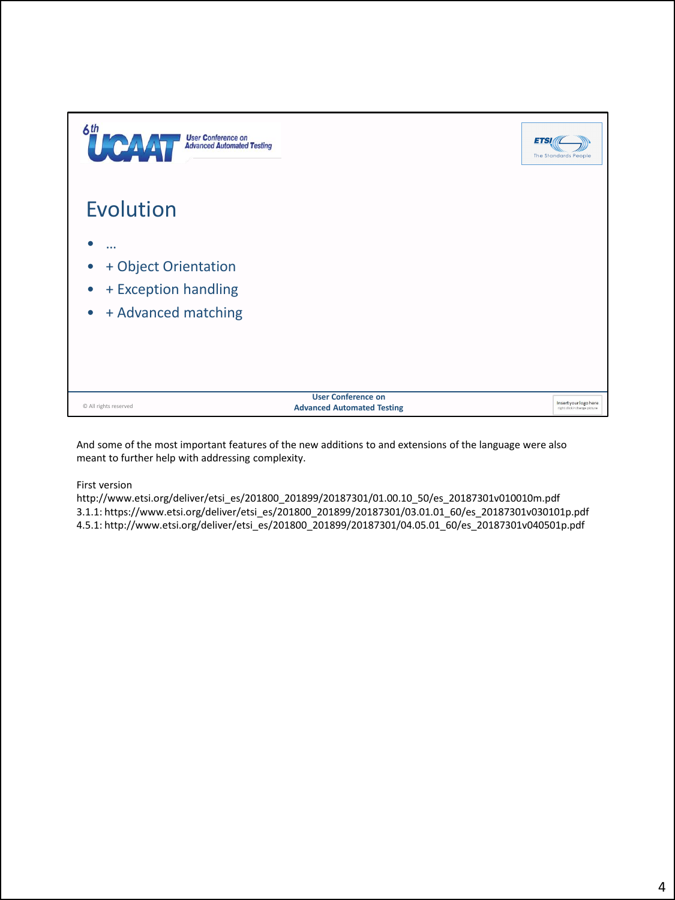## Evolution

- …
- + Object Orientation
- + Exception handling
- + Advanced matching

© All rights reserved

User Conference on Advanced Automated Testing

And some of the most important features of the new additions to and extensions of the language were also meant to further help with addressing complexity.

First version
http://www.etsi.org/deliver/etsi_es/201800_201899/20187301/01.00.10_50/es_20187301v010010m.pdf
3.1.1: https://www.etsi.org/deliver/etsi_es/201800_201899/20187301/03.01.01_60/es_20187301v030101p.pdf
4.5.1: http://www.etsi.org/deliver/etsi_es/201800_201899/20187301/04.05.01_60/es_20187301v040501p.pdf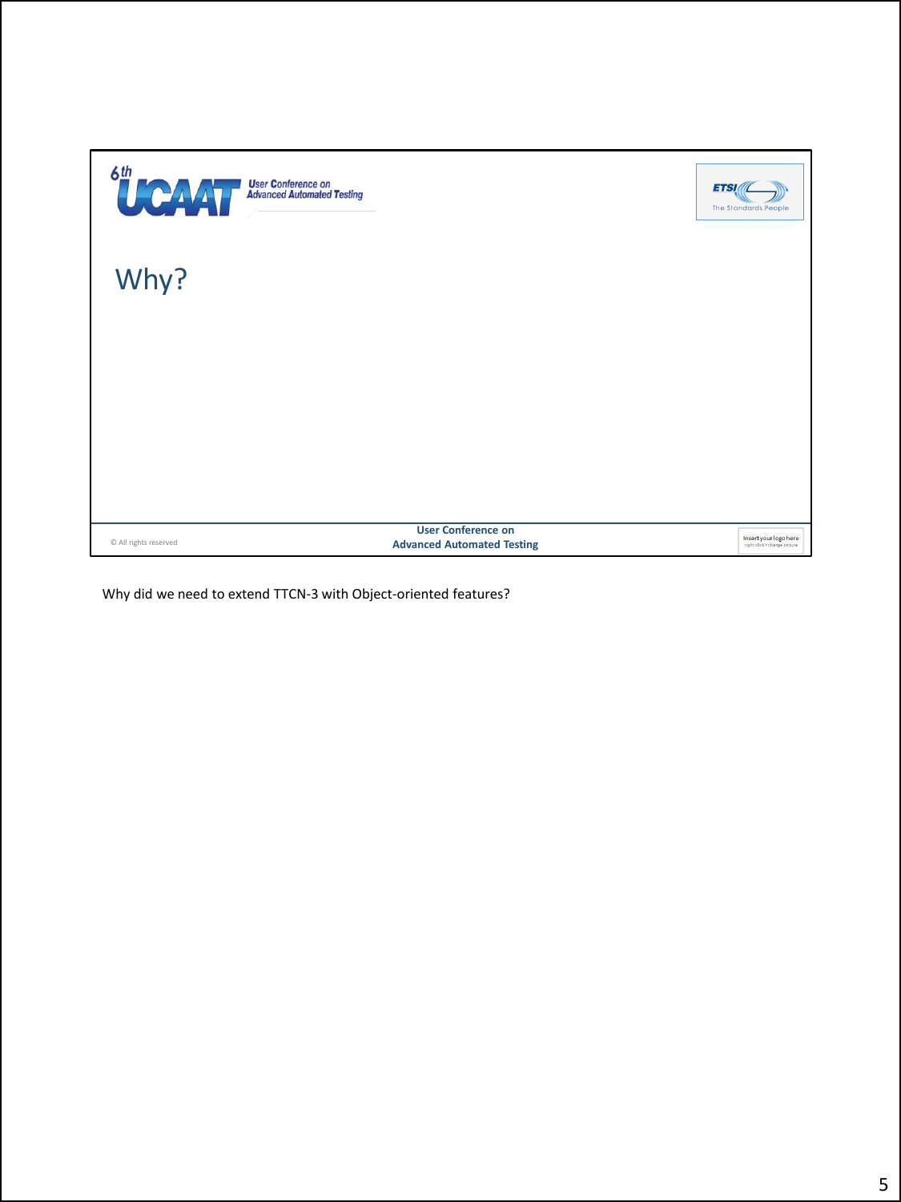# Why?

Why did we need to extend TTCN-3 with Object-oriented features?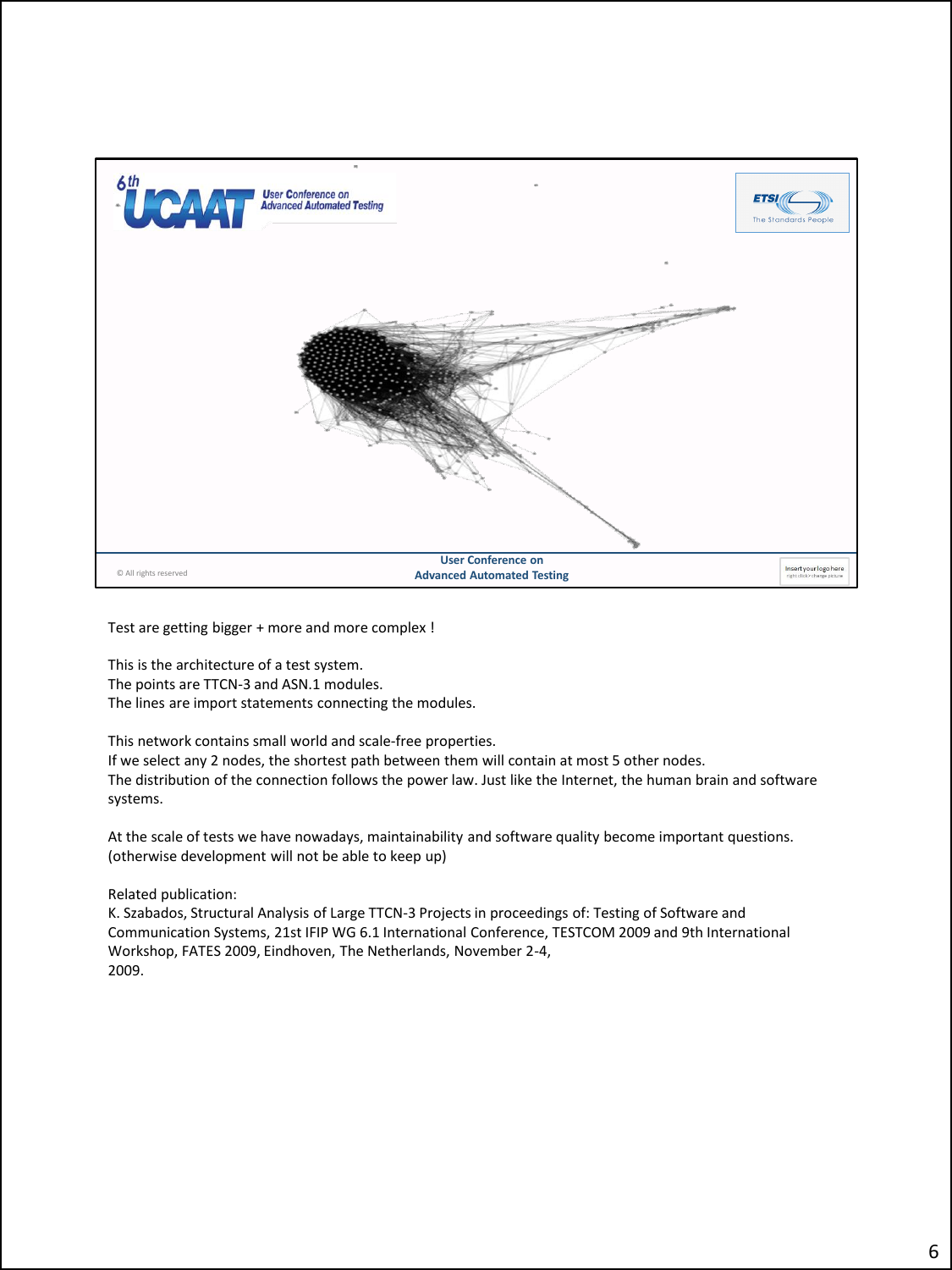Test are getting bigger + more and more complex !

This is the architecture of a test system.
The points are TTCN-3 and ASN.1 modules.
The lines are import statements connecting the modules.

This network contains small world and scale-free properties.
If we select any 2 nodes, the shortest path between them will contain at most 5 other nodes.
The distribution of the connection follows the power law. Just like the Internet, the human brain and software systems.

At the scale of tests we have nowadays, maintainability and software quality become important questions.
(otherwise development will not be able to keep up)

Related publication:
K. Szabados, Structural Analysis of Large TTCN-3 Projects in proceedings of: Testing of Software and Communication Systems, 21st IFIP WG 6.1 International Conference, TESTCOM 2009 and 9th International Workshop, FATES 2009, Eindhoven, The Netherlands, November 2-4,
2009.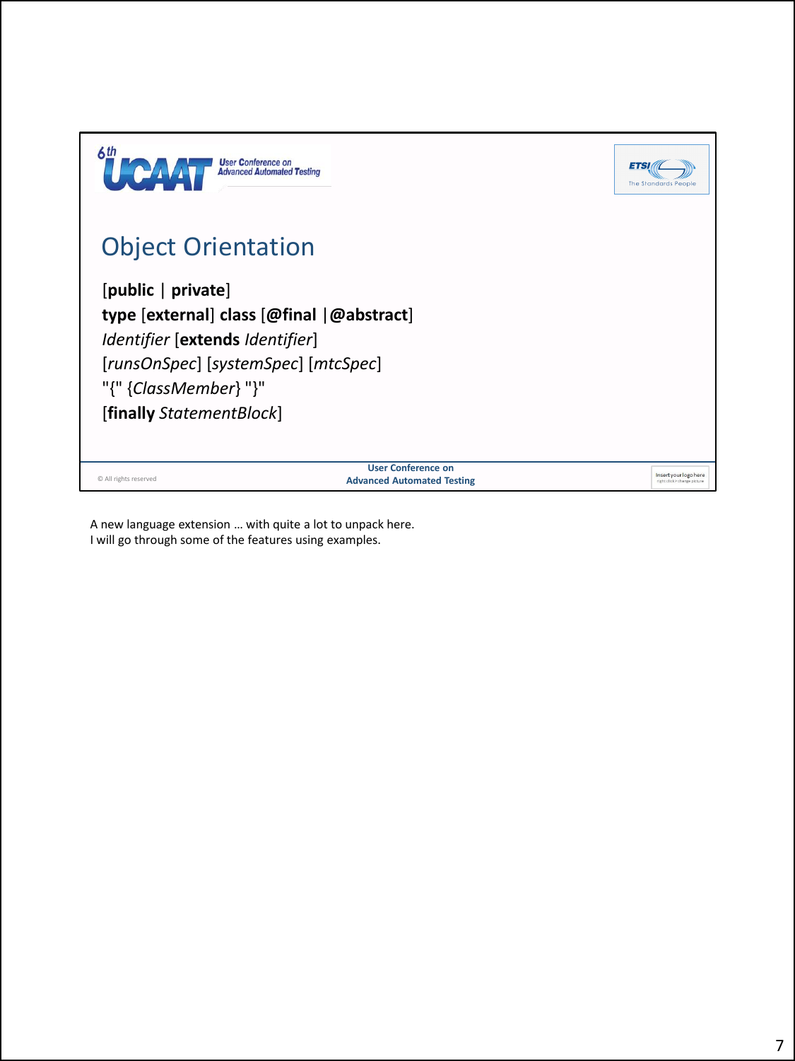## Object Orientation

[**public** | **private**]
**type** [**external**] **class** [**@final** |**@abstract**]
*Identifier* [**extends** *Identifier*]
[*runsOnSpec*] [*systemSpec*] [*mtcSpec*]
"{" {*ClassMember*} "}"
[**finally** *StatementBlock*]

A new language extension … with quite a lot to unpack here.
I will go through some of the features using examples.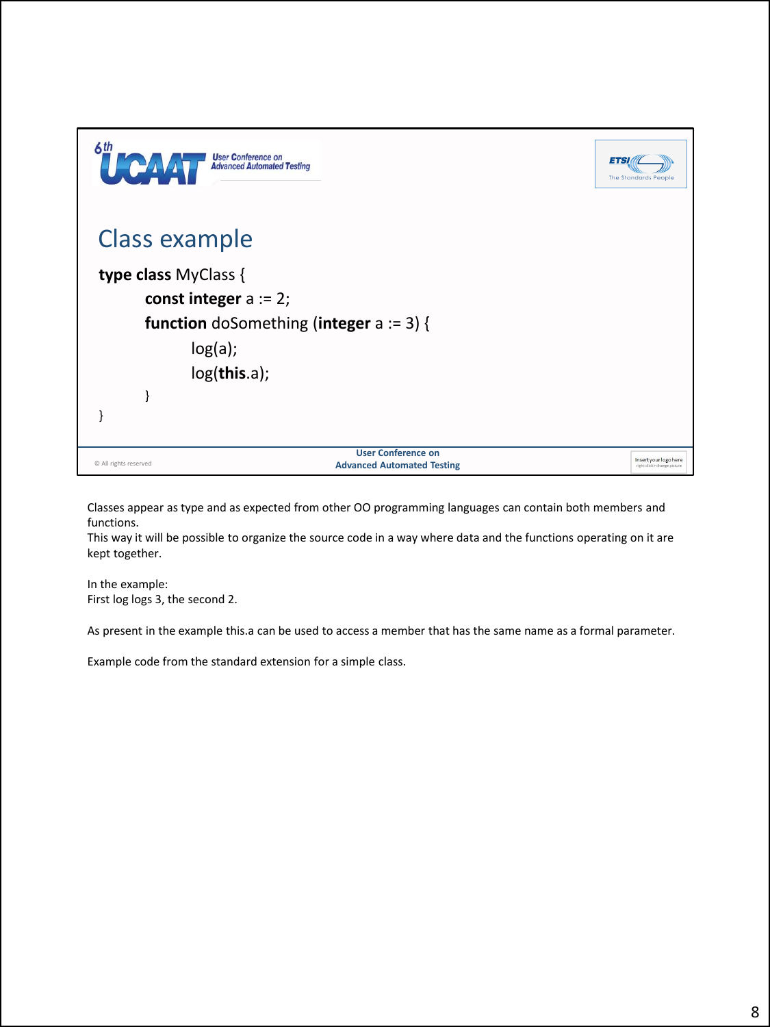## Class example

```
type class MyClass {
    const integer a := 2;
    function doSomething (integer a := 3) {
        log(a);
        log(this.a);
    }
}
```

Classes appear as type and as expected from other OO programming languages can contain both members and functions.
This way it will be possible to organize the source code in a way where data and the functions operating on it are kept together.

In the example:
First log logs 3, the second 2.

As present in the example this.a can be used to access a member that has the same name as a formal parameter.

Example code from the standard extension for a simple class.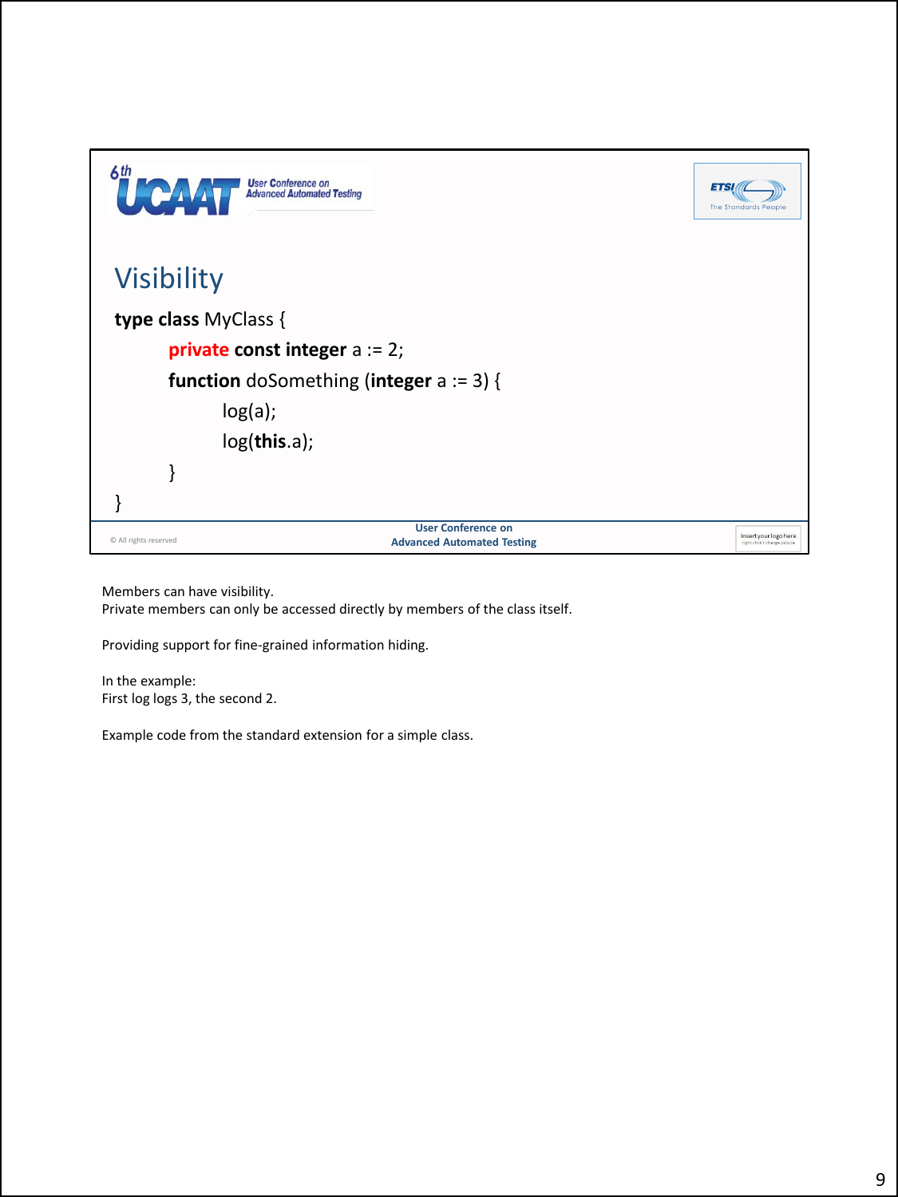## Visibility

```
type class MyClass {
    private const integer a := 2;
    function doSomething (integer a := 3) {
        log(a);
        log(this.a);
    }
}
```

Members can have visibility.
Private members can only be accessed directly by members of the class itself.

Providing support for fine-grained information hiding.

In the example:
First log logs 3, the second 2.

Example code from the standard extension for a simple class.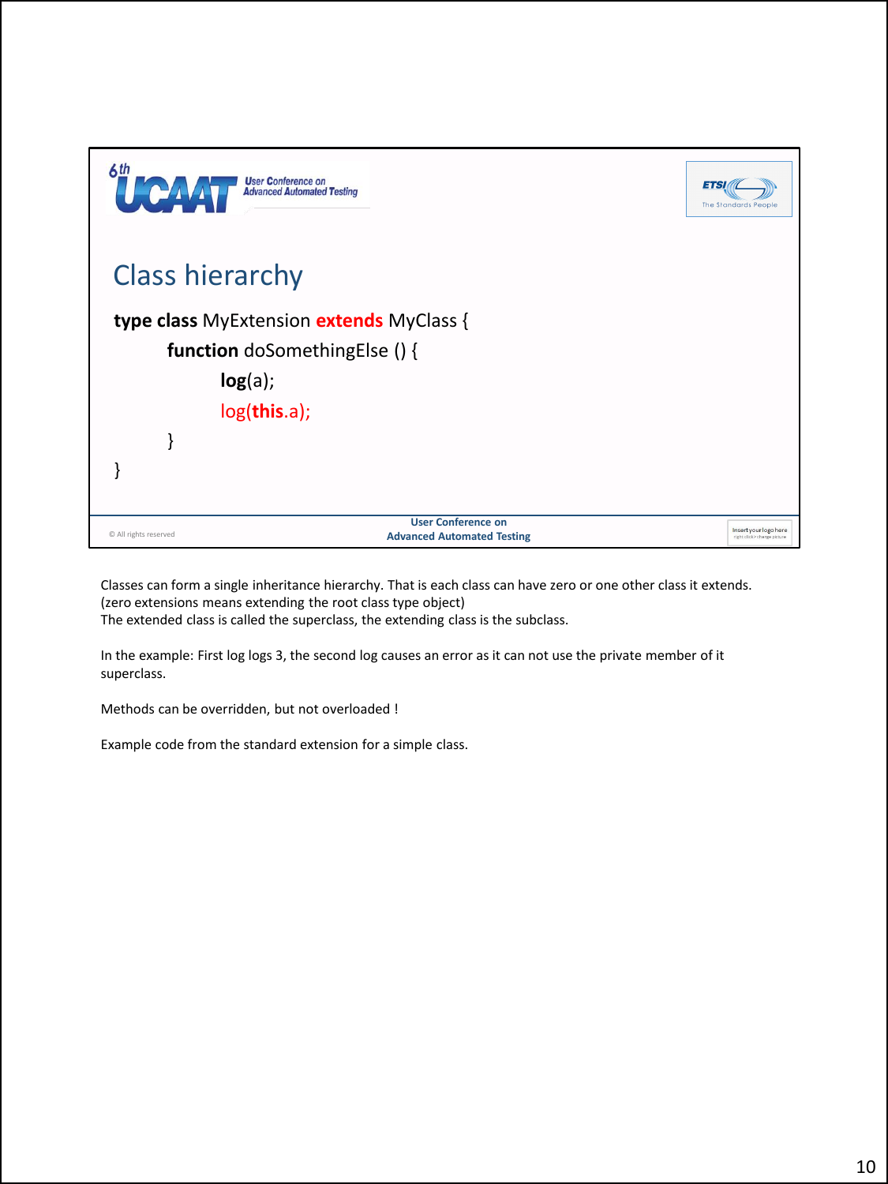## Class hierarchy

```
type class MyExtension extends MyClass {
        function doSomethingElse () {
                log(a);
                log(this.a);
        }
}
```

Classes can form a single inheritance hierarchy. That is each class can have zero or one other class it extends. (zero extensions means extending the root class type object)
The extended class is called the superclass, the extending class is the subclass.

In the example: First log logs 3, the second log causes an error as it can not use the private member of it superclass.

Methods can be overridden, but not overloaded !

Example code from the standard extension for a simple class.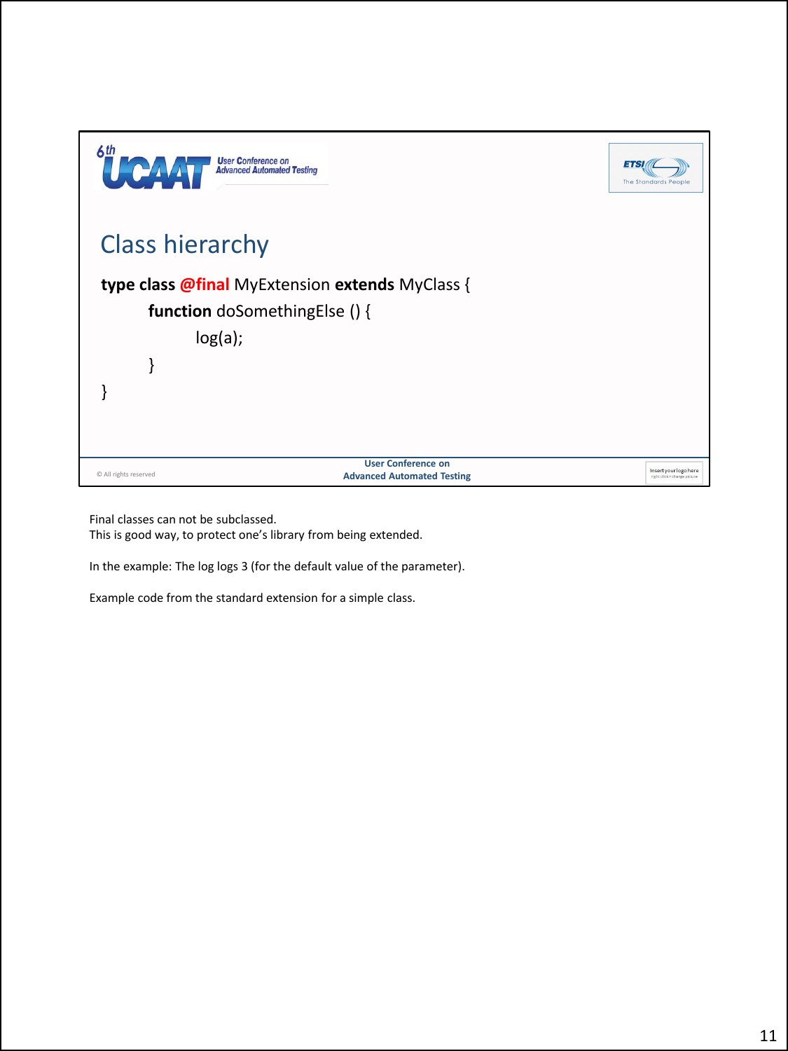## Class hierarchy

```
type class @final MyExtension extends MyClass {
    function doSomethingElse () {
        log(a);
    }
}
```

Final classes can not be subclassed.
This is good way, to protect one's library from being extended.

In the example: The log logs 3 (for the default value of the parameter).

Example code from the standard extension for a simple class.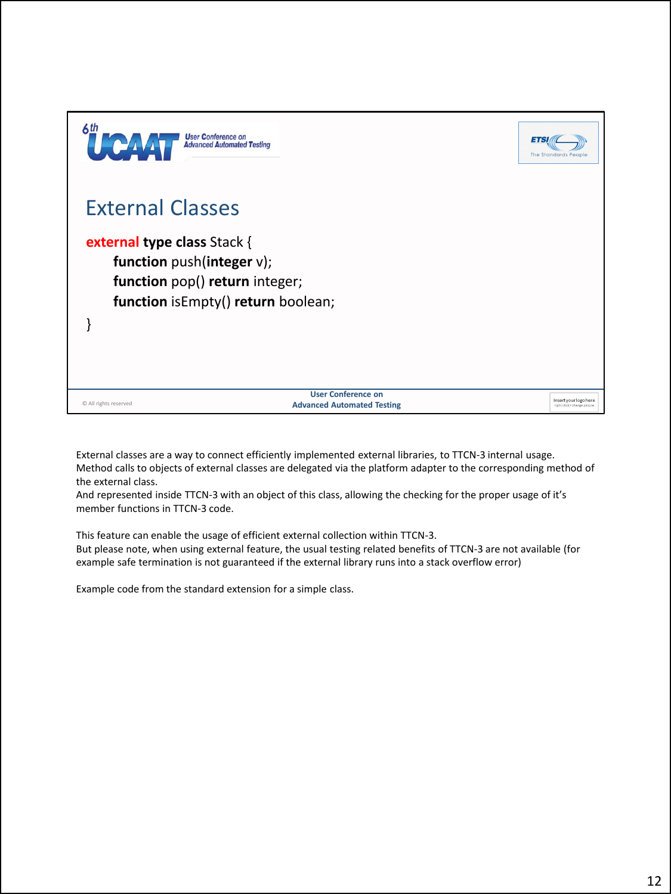## External Classes

```
external type class Stack {
    function push(integer v);
    function pop() return integer;
    function isEmpty() return boolean;
}
```

External classes are a way to connect efficiently implemented external libraries, to TTCN-3 internal usage. Method calls to objects of external classes are delegated via the platform adapter to the corresponding method of the external class.
And represented inside TTCN-3 with an object of this class, allowing the checking for the proper usage of it's member functions in TTCN-3 code.

This feature can enable the usage of efficient external collection within TTCN-3.
But please note, when using external feature, the usual testing related benefits of TTCN-3 are not available (for example safe termination is not guaranteed if the external library runs into a stack overflow error)

Example code from the standard extension for a simple class.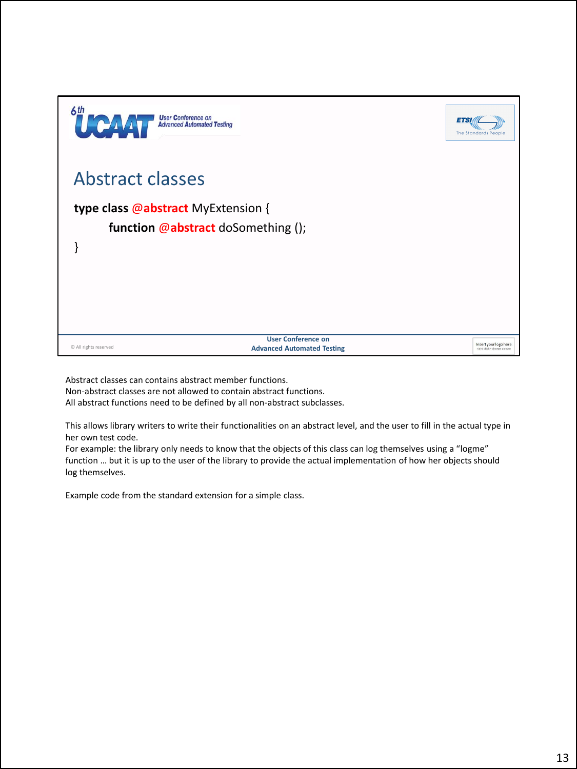## Abstract classes

```
type class @abstract MyExtension {
    function @abstract doSomething ();
}
```

Abstract classes can contains abstract member functions.
Non-abstract classes are not allowed to contain abstract functions.
All abstract functions need to be defined by all non-abstract subclasses.

This allows library writers to write their functionalities on an abstract level, and the user to fill in the actual type in her own test code.
For example: the library only needs to know that the objects of this class can log themselves using a "logme" function … but it is up to the user of the library to provide the actual implementation of how her objects should log themselves.

Example code from the standard extension for a simple class.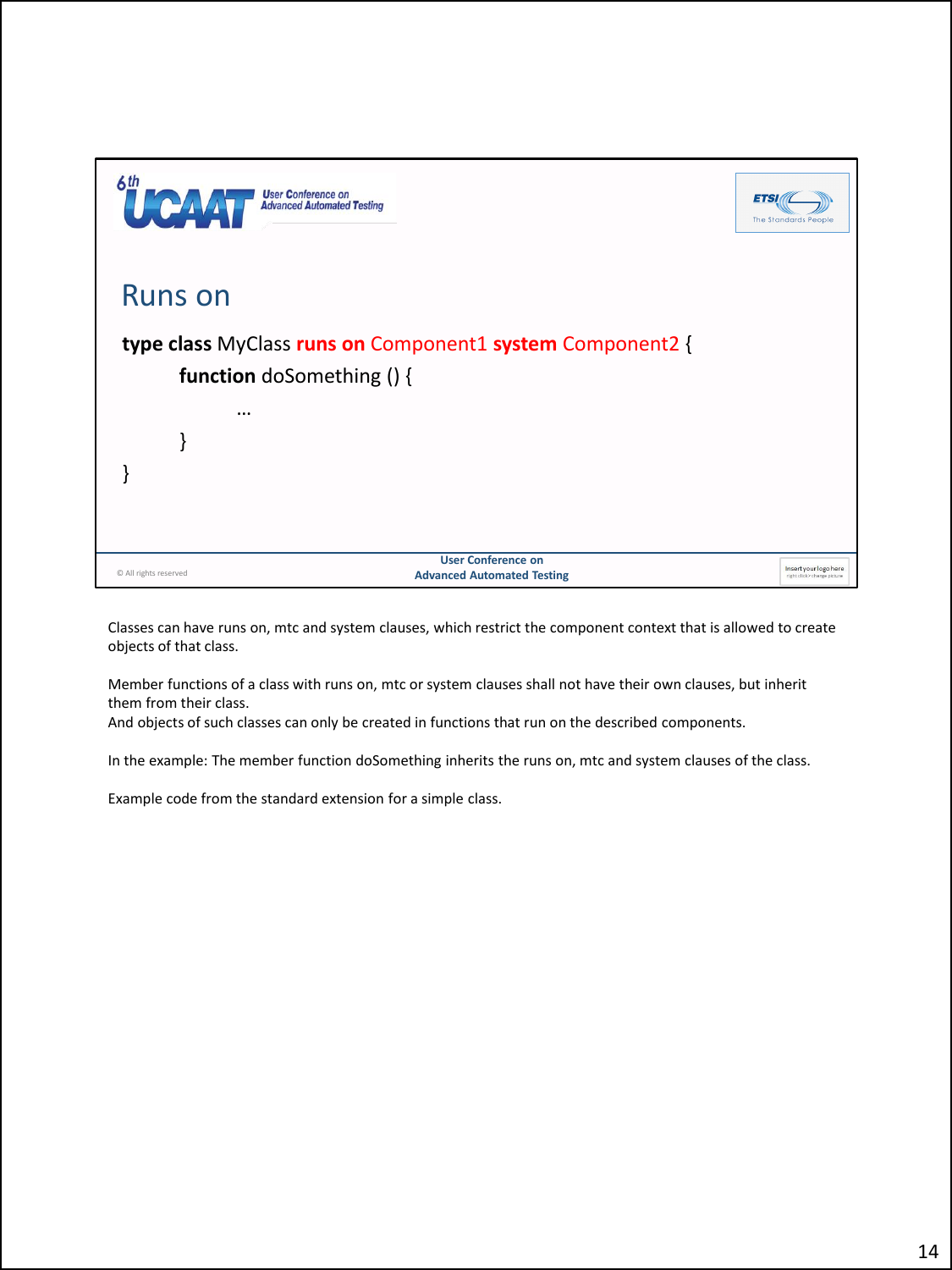## Runs on

```
type class MyClass runs on Component1 system Component2 {
    function doSomething () {
        …
    }
}
```

Classes can have runs on, mtc and system clauses, which restrict the component context that is allowed to create objects of that class.

Member functions of a class with runs on, mtc or system clauses shall not have their own clauses, but inherit them from their class.
And objects of such classes can only be created in functions that run on the described components.

In the example: The member function doSomething inherits the runs on, mtc and system clauses of the class.

Example code from the standard extension for a simple class.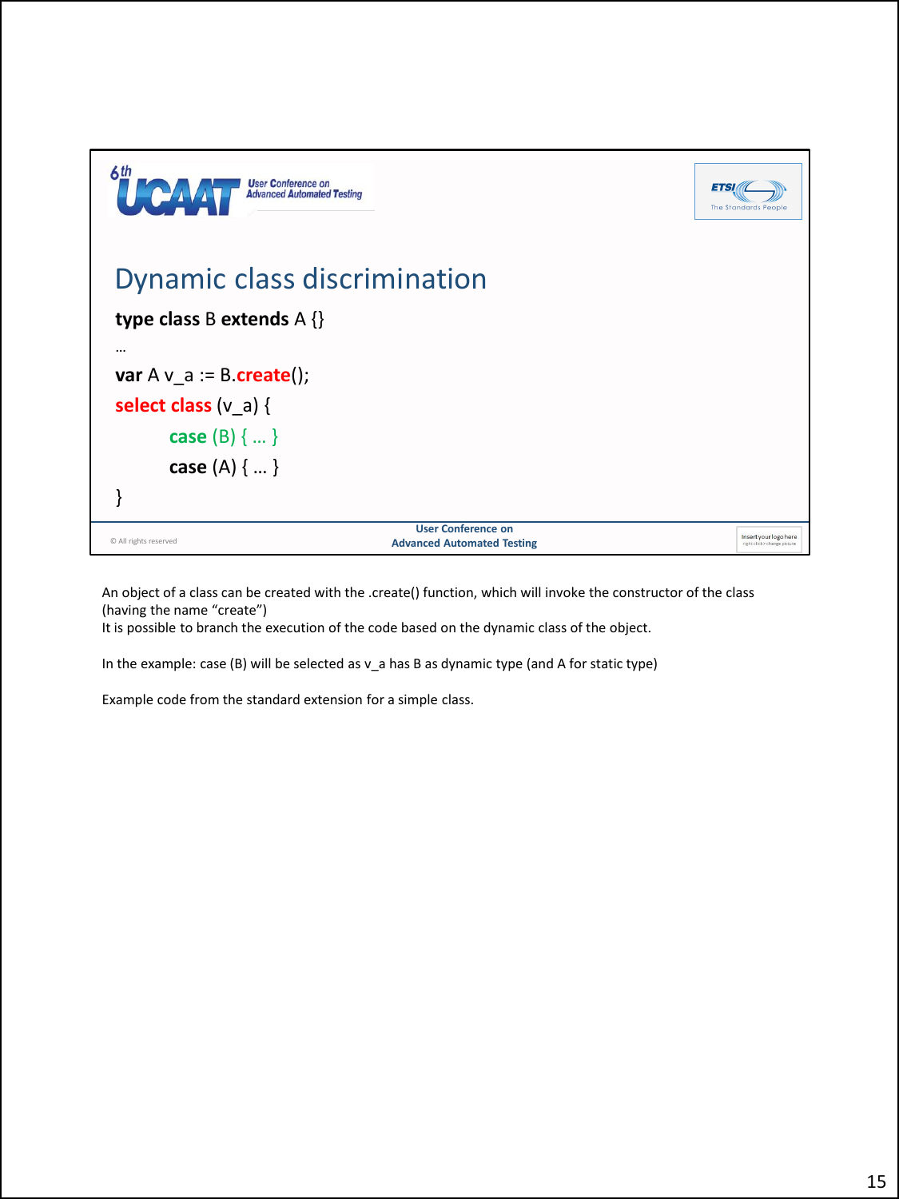## Dynamic class discrimination

```
type class B extends A {}
…
var A v_a := B.create();
select class (v_a) {
        case (B) { … }
        case (A) { … }
}
```

An object of a class can be created with the .create() function, which will invoke the constructor of the class (having the name "create")
It is possible to branch the execution of the code based on the dynamic class of the object.

In the example: case (B) will be selected as v_a has B as dynamic type (and A for static type)

Example code from the standard extension for a simple class.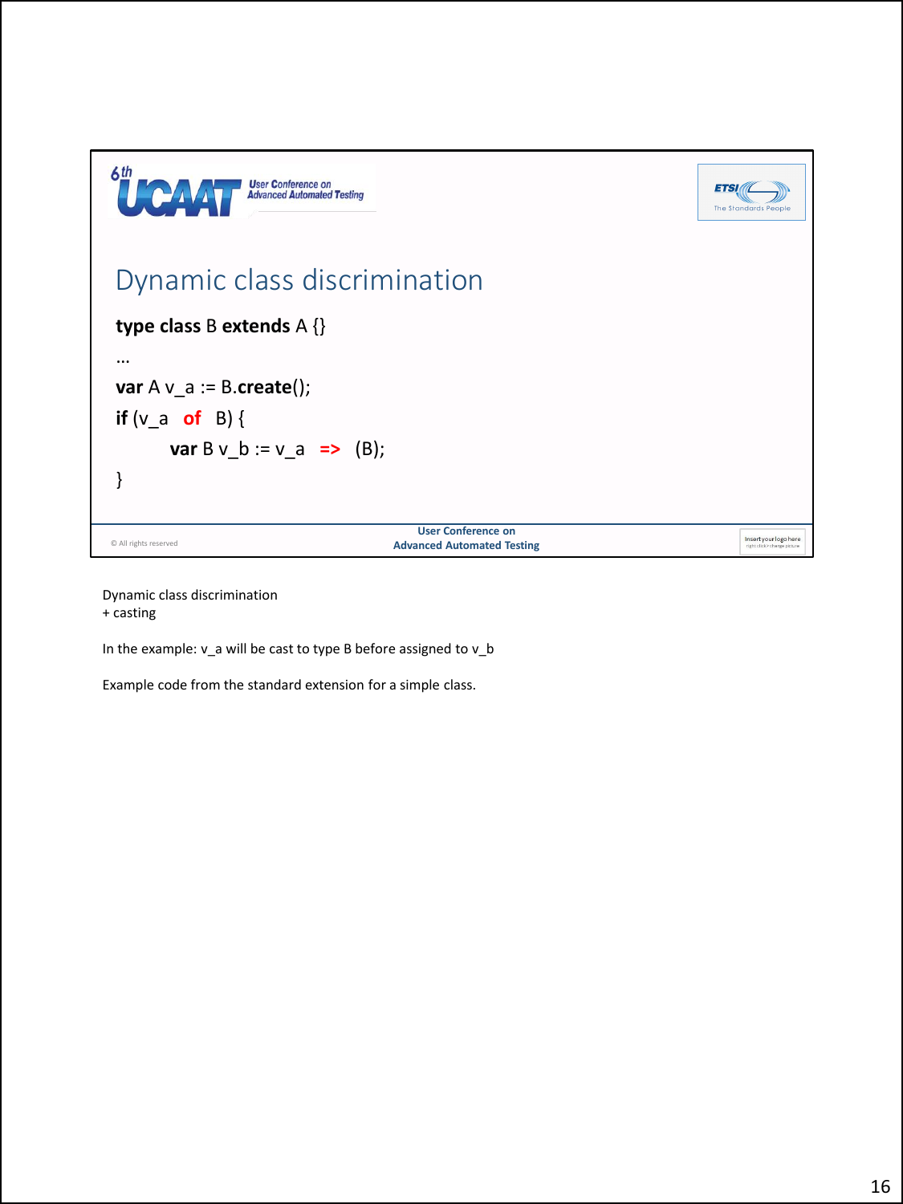## Dynamic class discrimination

```
type class B extends A {}
...
var A v_a := B.create();
if (v_a  of  B) {
        var B v_b := v_a  =>  (B);
}
```

Dynamic class discrimination
+ casting

In the example: v_a will be cast to type B before assigned to v_b

Example code from the standard extension for a simple class.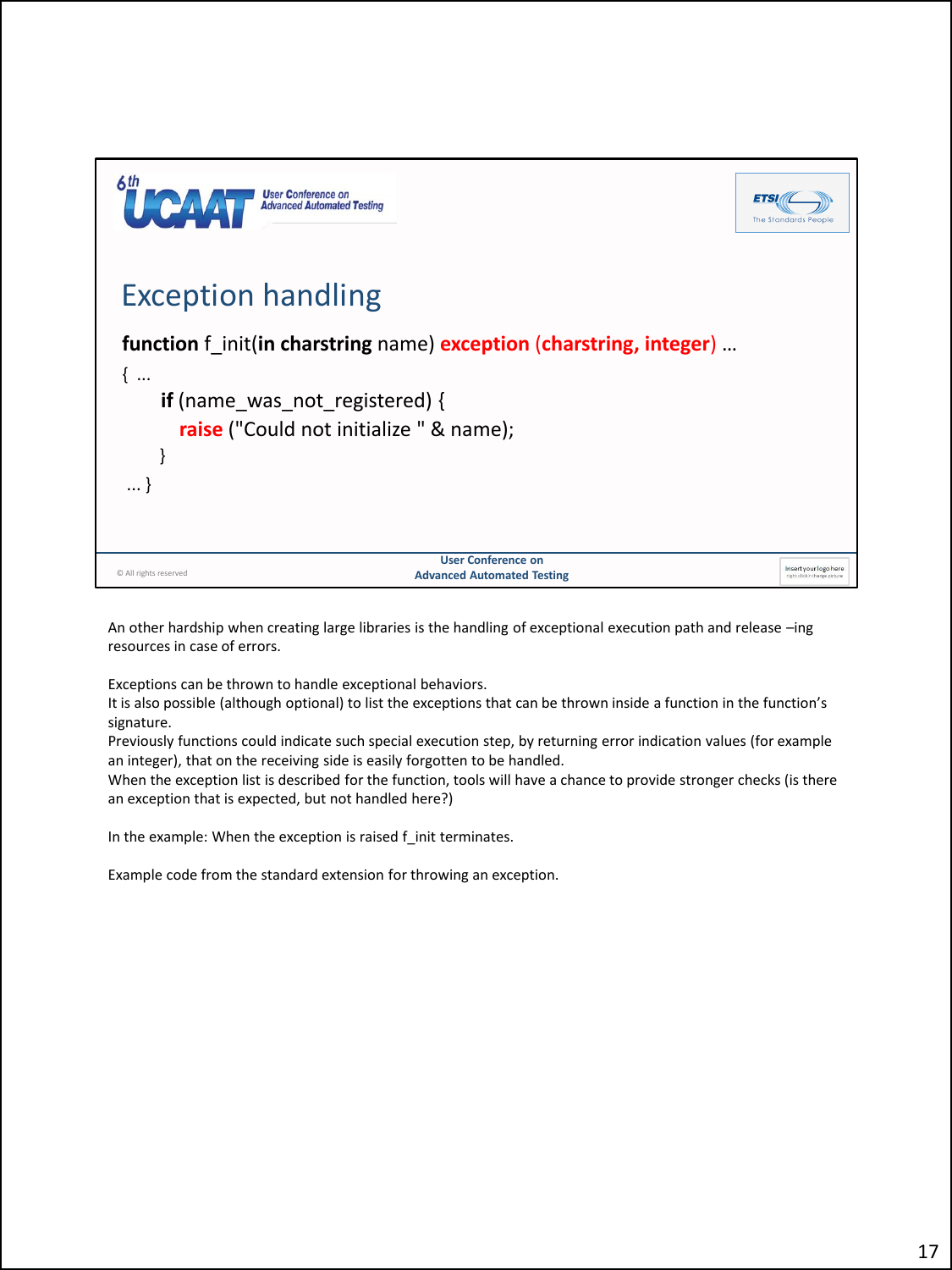# Exception handling

```
function f_init(in charstring name) exception (charstring, integer) …
{ …
      if (name_was_not_registered) {
         raise ("Could not initialize " & name);
      }
 … }
```

© All rights reserved

User Conference on Advanced Automated Testing

An other hardship when creating large libraries is the handling of exceptional execution path and release –ing resources in case of errors.

Exceptions can be thrown to handle exceptional behaviors.
It is also possible (although optional) to list the exceptions that can be thrown inside a function in the function's signature.
Previously functions could indicate such special execution step, by returning error indication values (for example an integer), that on the receiving side is easily forgotten to be handled.
When the exception list is described for the function, tools will have a chance to provide stronger checks (is there an exception that is expected, but not handled here?)

In the example: When the exception is raised f_init terminates.

Example code from the standard extension for throwing an exception.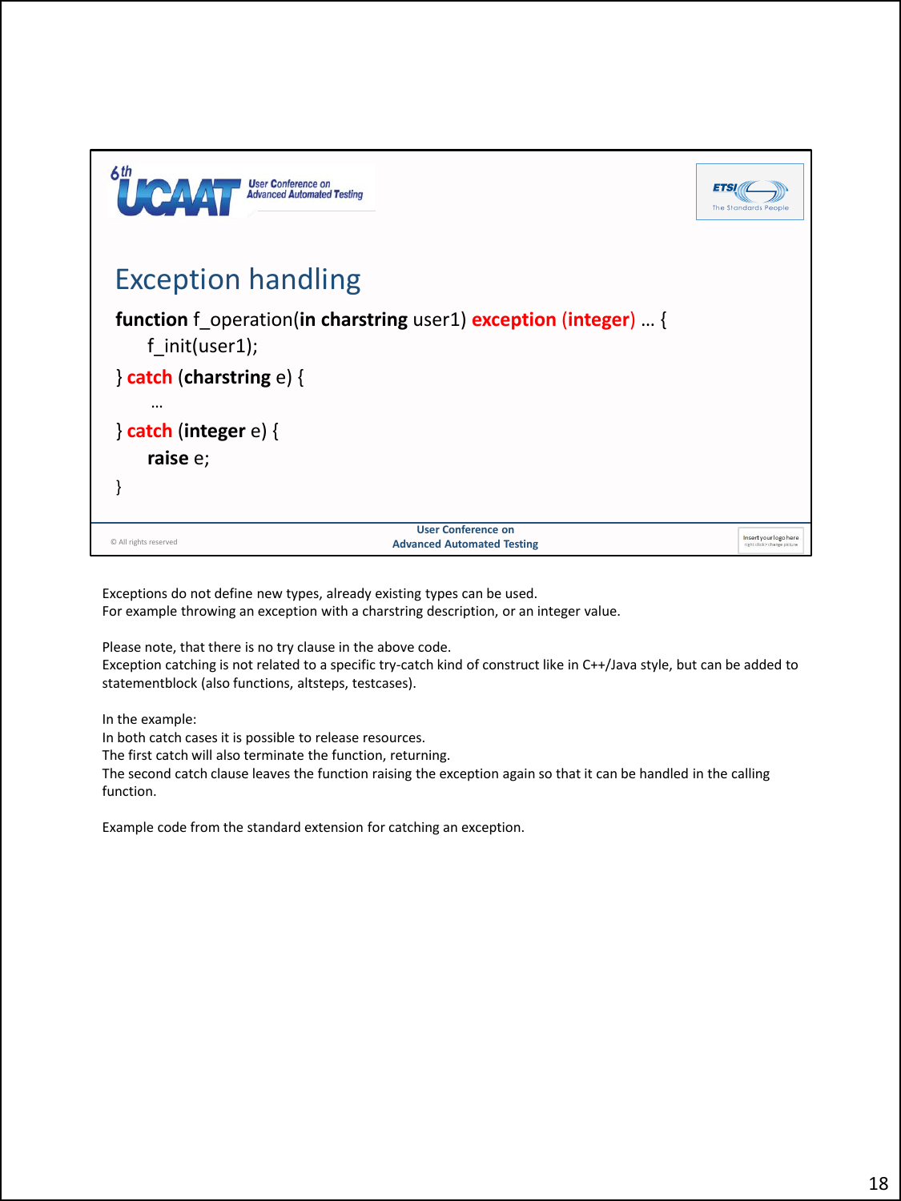## Exception handling

```
function f_operation(in charstring user1) exception (integer) … {
    f_init(user1);
} catch (charstring e) {
    …
} catch (integer e) {
    raise e;
}
```

Exceptions do not define new types, already existing types can be used.
For example throwing an exception with a charstring description, or an integer value.

Please note, that there is no try clause in the above code.
Exception catching is not related to a specific try-catch kind of construct like in C++/Java style, but can be added to statementblock (also functions, altsteps, testcases).

In the example:
In both catch cases it is possible to release resources.
The first catch will also terminate the function, returning.
The second catch clause leaves the function raising the exception again so that it can be handled in the calling function.

Example code from the standard extension for catching an exception.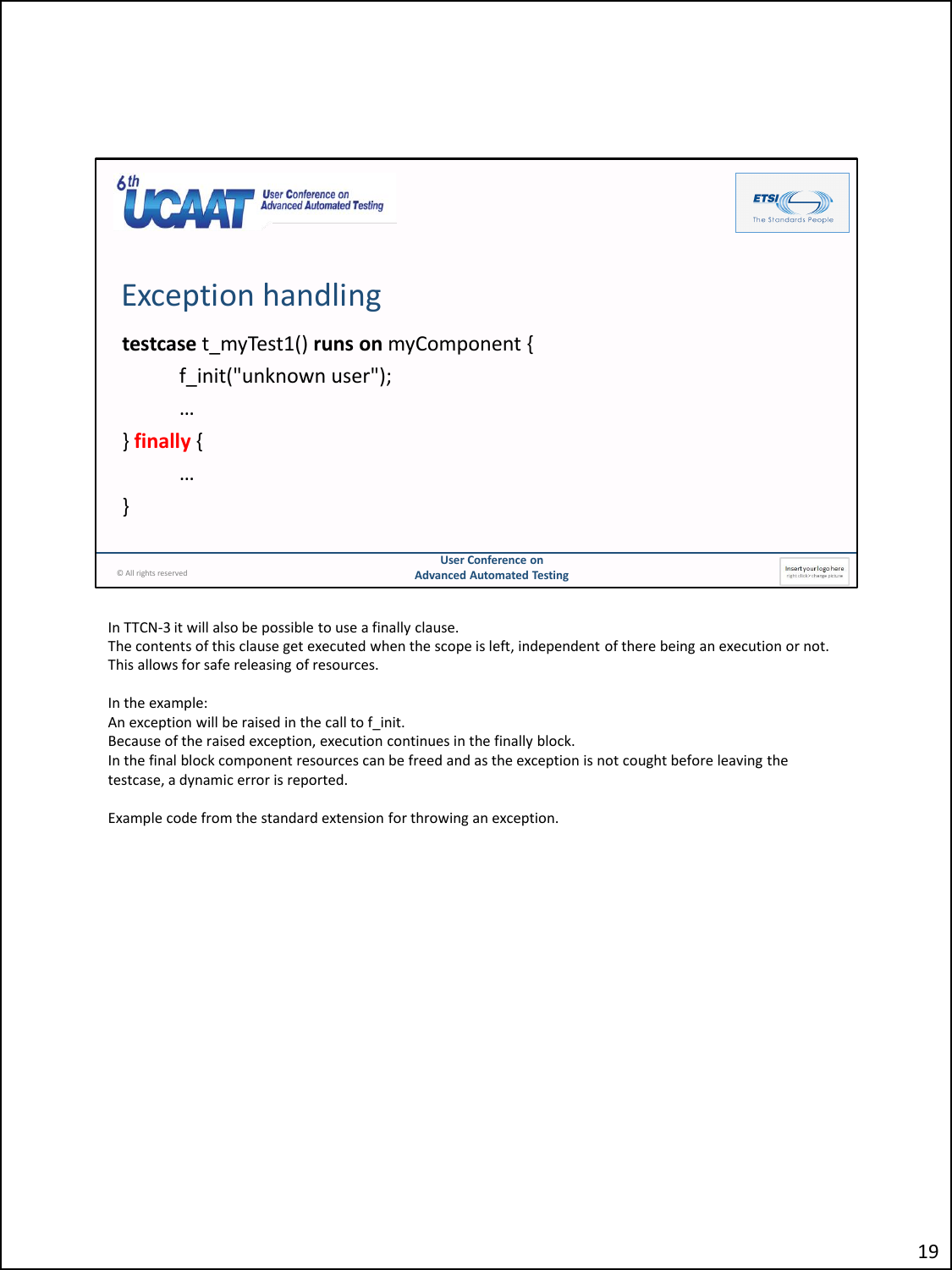# Exception handling

```
testcase t_myTest1() runs on myComponent {
        f_init("unknown user");
        …
} finally {
        …
}
```

In TTCN-3 it will also be possible to use a finally clause.
The contents of this clause get executed when the scope is left, independent of there being an execution or not.
This allows for safe releasing of resources.

In the example:
An exception will be raised in the call to f_init.
Because of the raised exception, execution continues in the finally block.
In the final block component resources can be freed and as the exception is not cought before leaving the testcase, a dynamic error is reported.

Example code from the standard extension for throwing an exception.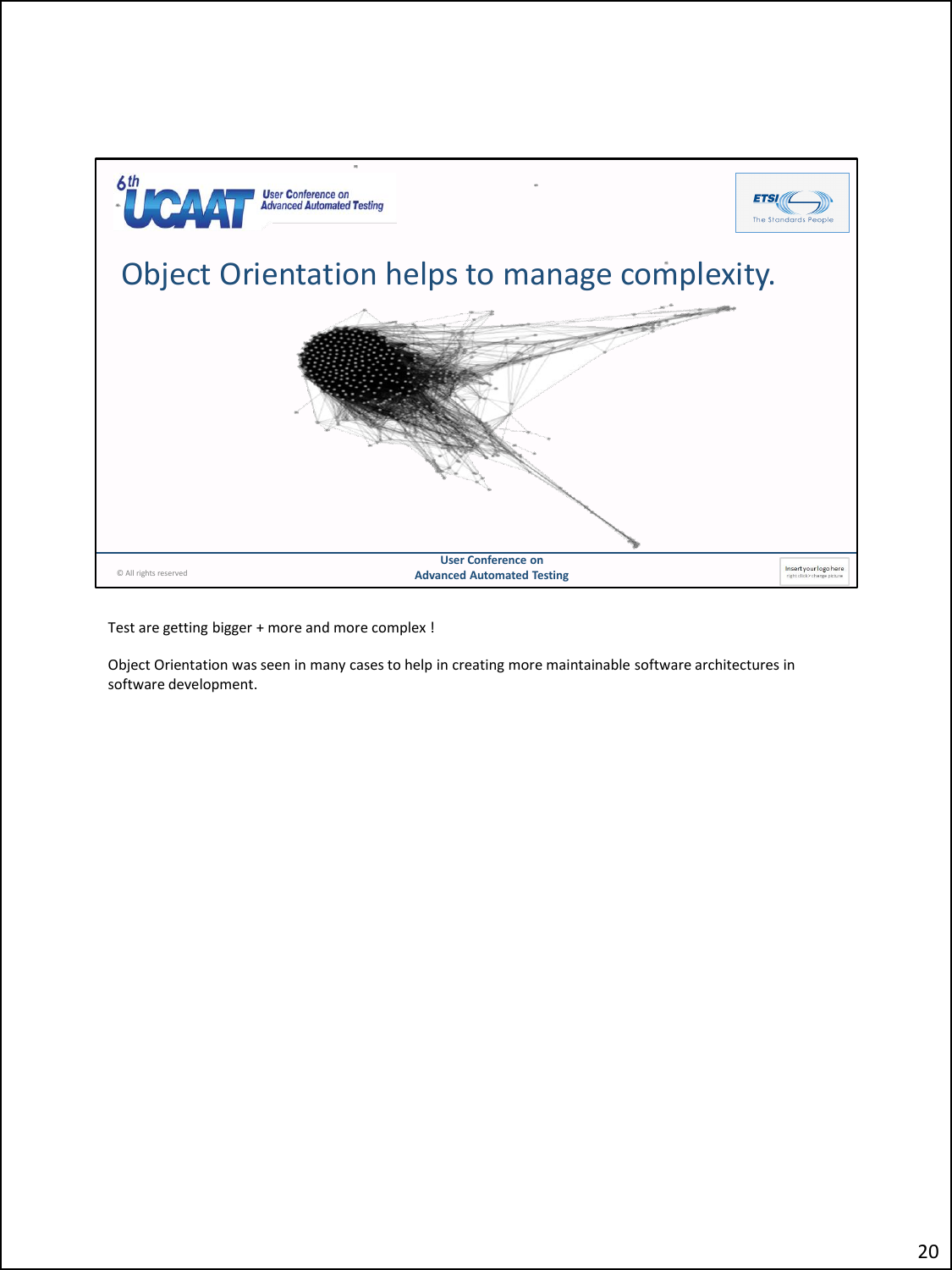# Object Orientation helps to manage complexity.

© All rights reserved

User Conference on
Advanced Automated Testing

Test are getting bigger + more and more complex !

Object Orientation was seen in many cases to help in creating more maintainable software architectures in software development.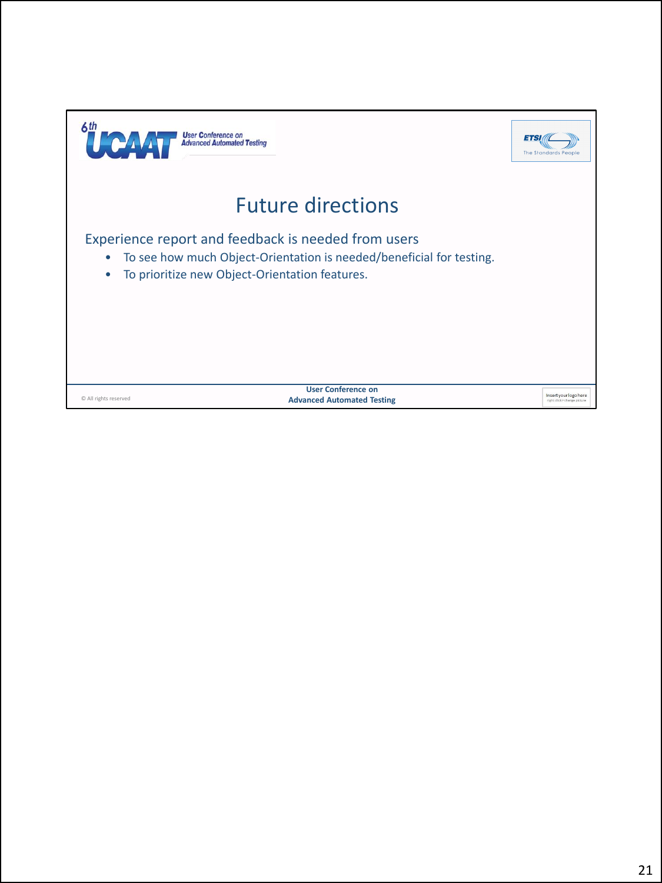# Future directions

Experience report and feedback is needed from users

- To see how much Object-Orientation is needed/beneficial for testing.
- To prioritize new Object-Orientation features.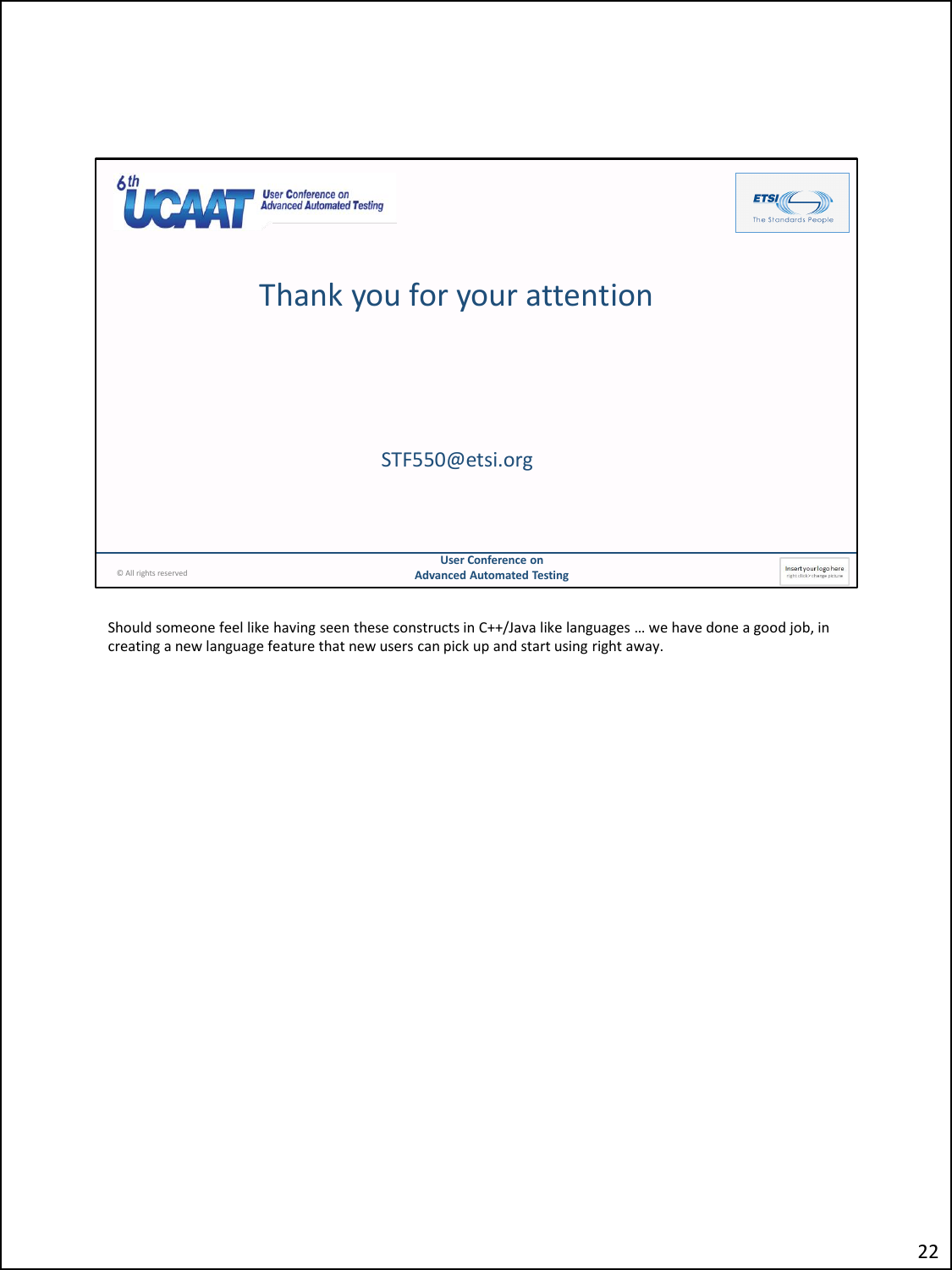# Thank you for your attention

STF550@etsi.org

© All rights reserved

User Conference on Advanced Automated Testing

Should someone feel like having seen these constructs in C++/Java like languages … we have done a good job, in creating a new language feature that new users can pick up and start using right away.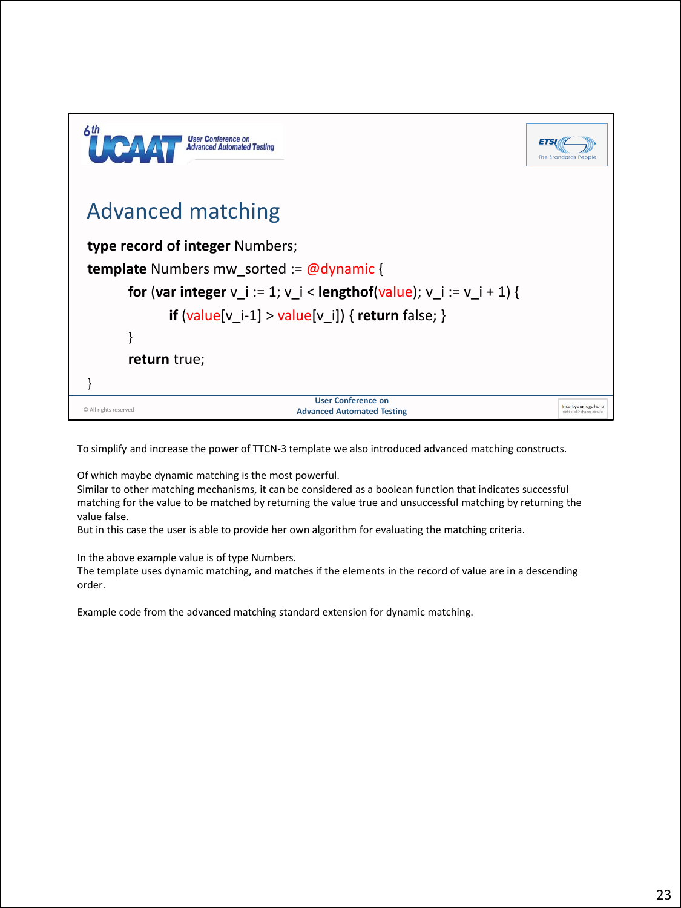## Advanced matching

```
type record of integer Numbers;
template Numbers mw_sorted := @dynamic {
    for (var integer v_i := 1; v_i < lengthof(value); v_i := v_i + 1) {
        if (value[v_i-1] > value[v_i]) { return false; }
    }
    return true;
}
```

To simplify and increase the power of TTCN-3 template we also introduced advanced matching constructs.

Of which maybe dynamic matching is the most powerful.
Similar to other matching mechanisms, it can be considered as a boolean function that indicates successful matching for the value to be matched by returning the value true and unsuccessful matching by returning the value false.
But in this case the user is able to provide her own algorithm for evaluating the matching criteria.

In the above example value is of type Numbers.
The template uses dynamic matching, and matches if the elements in the record of value are in a descending order.

Example code from the advanced matching standard extension for dynamic matching.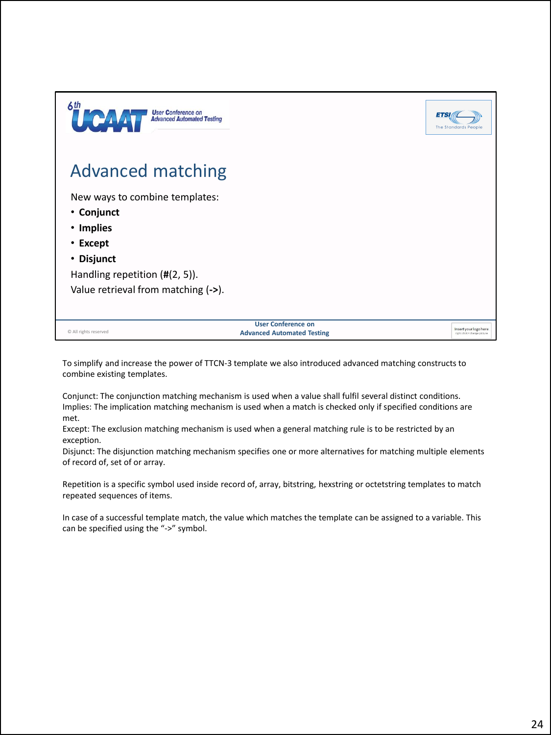# Advanced matching

New ways to combine templates:

- **Conjunct**
- **Implies**
- **Except**
- **Disjunct**

Handling repetition (**#**(2, 5)).

Value retrieval from matching (**->**).

To simplify and increase the power of TTCN-3 template we also introduced advanced matching constructs to combine existing templates.

Conjunct: The conjunction matching mechanism is used when a value shall fulfil several distinct conditions.
Implies: The implication matching mechanism is used when a match is checked only if specified conditions are met.
Except: The exclusion matching mechanism is used when a general matching rule is to be restricted by an exception.
Disjunct: The disjunction matching mechanism specifies one or more alternatives for matching multiple elements of record of, set of or array.

Repetition is a specific symbol used inside record of, array, bitstring, hexstring or octetstring templates to match repeated sequences of items.

In case of a successful template match, the value which matches the template can be assigned to a variable. This can be specified using the "->" symbol.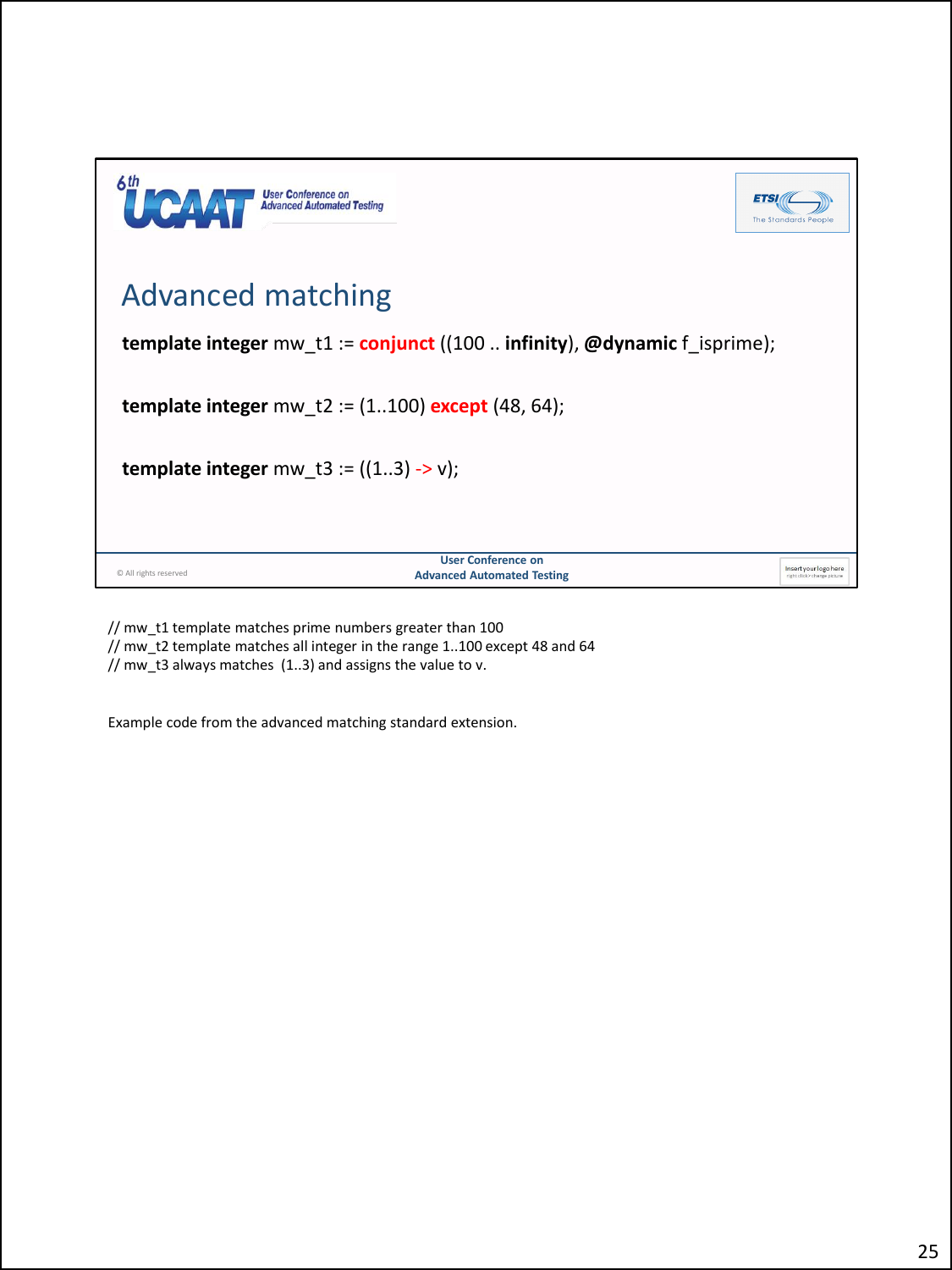## Advanced matching

```
template integer mw_t1 := conjunct ((100 .. infinity), @dynamic f_isprime);

template integer mw_t2 := (1..100) except (48, 64);

template integer mw_t3 := ((1..3) -> v);
```

// mw_t1 template matches prime numbers greater than 100
// mw_t2 template matches all integer in the range 1..100 except 48 and 64
// mw_t3 always matches (1..3) and assigns the value to v.

Example code from the advanced matching standard extension.